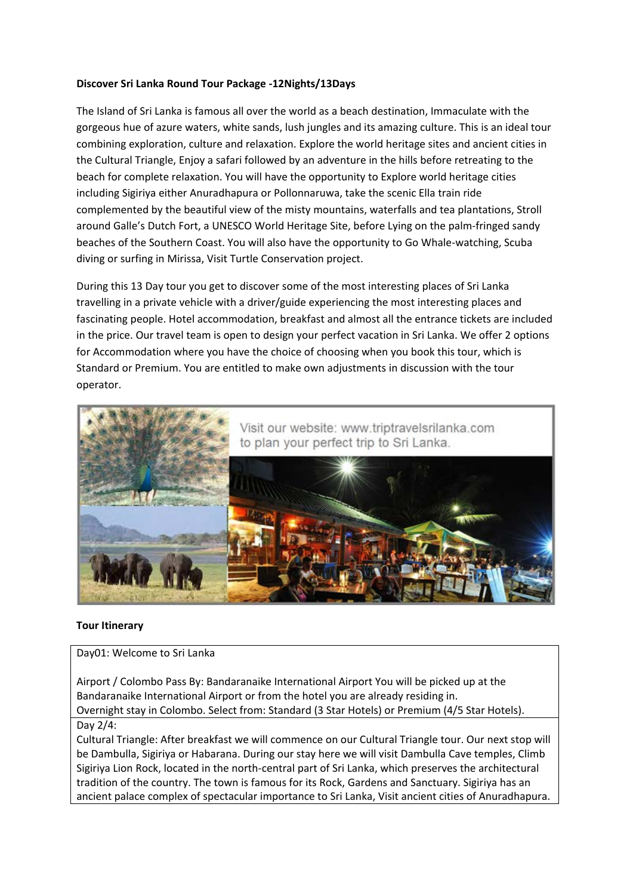**Discover Sri Lanka Round Tour Package -12Nights/13Days**

The Island of Sri Lanka is famous all over the world as a beach destination, Immaculate with the gorgeous hue of azure waters, white sands, lush jungles and its amazing culture. This is an ideal tour combining exploration, culture and relaxation. Explore the world heritage sites and ancient cities in the Cultural Triangle, Enjoy a safari followed by an adventure in the hills before retreating to the beach for complete relaxation. You will have the opportunity to Explore world heritage cities including Sigiriya either Anuradhapura or Pollonnaruwa, take the scenic Ella train ride complemented by the beautiful view of the misty mountains, waterfalls and tea plantations, Stroll around Galle's Dutch Fort, a UNESCO World Heritage Site, before Lying on the palm-fringed sandy beaches of the Southern Coast. You will also have the opportunity to Go Whale-watching, Scuba diving or surfing in Mirissa, Visit Turtle Conservation project.

During this 13 Day tour you get to discover some of the most interesting places of Sri Lanka travelling in a private vehicle with a driver/guide experiencing the most interesting places and fascinating people. Hotel accommodation, breakfast and almost all the entrance tickets are included in the price. Our travel team is open to design your perfect vacation in Sri Lanka. We offer 2 options for Accommodation where you have the choice of choosing when you book this tour, which is Standard or Premium. You are entitled to make own adjustments in discussion with the tour operator.

Visit our website: www.triptravelsrilanka.com to plan your perfect trip to Sri Lanka.

**Tour Itinerary**

Day01: Welcome to Sri Lanka

Airport / Colombo Pass By: Bandaranaike International Airport You will be picked up at the Bandaranaike International Airport or from the hotel you are already residing in.
Overnight stay in Colombo. Select from: Standard (3 Star Hotels) or Premium (4/5 Star Hotels).

Day 2/4:
Cultural Triangle: After breakfast we will commence on our Cultural Triangle tour. Our next stop will be Dambulla, Sigiriya or Habarana. During our stay here we will visit Dambulla Cave temples, Climb Sigiriya Lion Rock, located in the north-central part of Sri Lanka, which preserves the architectural tradition of the country. The town is famous for its Rock, Gardens and Sanctuary. Sigiriya has an ancient palace complex of spectacular importance to Sri Lanka, Visit ancient cities of Anuradhapura.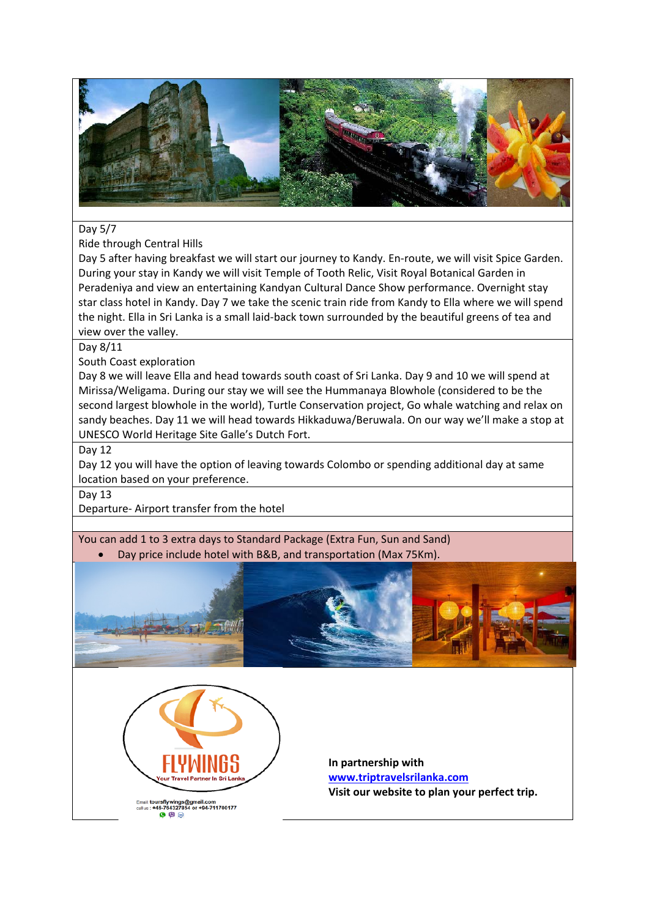Day 5/7

Ride through Central Hills

Day 5 after having breakfast we will start our journey to Kandy. En-route, we will visit Spice Garden. During your stay in Kandy we will visit Temple of Tooth Relic, Visit Royal Botanical Garden in Peradeniya and view an entertaining Kandyan Cultural Dance Show performance. Overnight stay star class hotel in Kandy. Day 7 we take the scenic train ride from Kandy to Ella where we will spend the night. Ella in Sri Lanka is a small laid-back town surrounded by the beautiful greens of tea and view over the valley.

Day 8/11

South Coast exploration

Day 8 we will leave Ella and head towards south coast of Sri Lanka. Day 9 and 10 we will spend at Mirissa/Weligama. During our stay we will see the Hummanaya Blowhole (considered to be the second largest blowhole in the world), Turtle Conservation project, Go whale watching and relax on sandy beaches. Day 11 we will head towards Hikkaduwa/Beruwala. On our way we'll make a stop at UNESCO World Heritage Site Galle's Dutch Fort.

Day 12

Day 12 you will have the option of leaving towards Colombo or spending additional day at same location based on your preference.

Day 13

Departure- Airport transfer from the hotel

You can add 1 to 3 extra days to Standard Package (Extra Fun, Sun and Sand)

- Day price include hotel with B&B, and transportation (Max 75Km).

FLYWINGS

Your Travel Partner In Sri Lanka

Email toursflywings@gmail.com

call us : +46-764327854 or +94-711700177

**In partnership with**

**[www.triptravelsrilanka.com](http://www.triptravelsrilanka.com)**

**Visit our website to plan your perfect trip.**